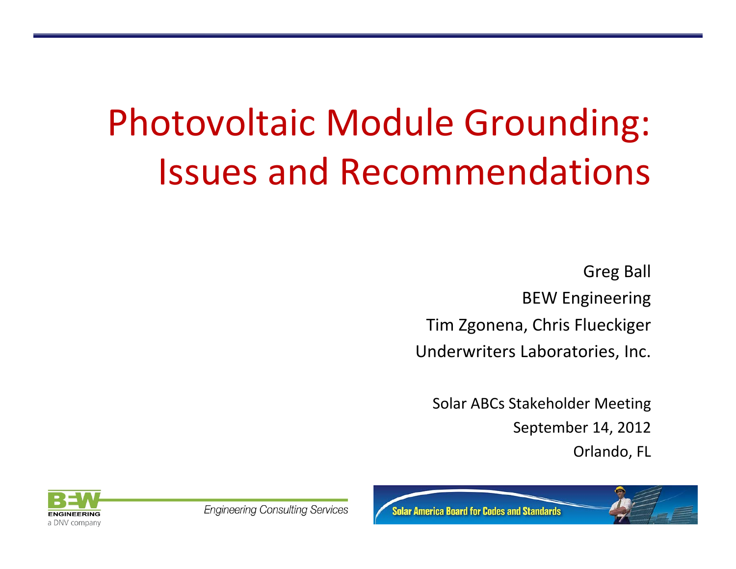# Photovoltaic Module Grounding: Issues and Recommendations

Greg Ball

BEW Engineering

Tim Zgonena, Chris Flueckiger

Underwriters Laboratories, Inc.

Solar ABCs Stakeholder Meeting

September 14, 2012

Orlando, FL

BEW ENGINEERING a DNV company

*Engineering Consulting Services*

Solar America Board for Codes and Standards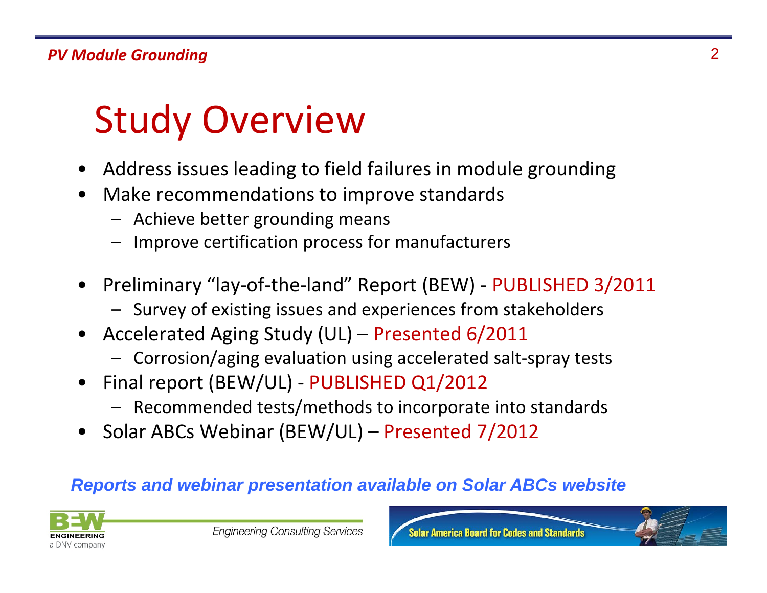# Study Overview

- Address issues leading to field failures in module grounding
- Make recommendations to improve standards
  - Achieve better grounding means
  - Improve certification process for manufacturers

- Preliminary "lay-of-the-land" Report (BEW) - PUBLISHED 3/2011
  - Survey of existing issues and experiences from stakeholders
- Accelerated Aging Study (UL) – Presented 6/2011
  - Corrosion/aging evaluation using accelerated salt-spray tests
- Final report (BEW/UL) - PUBLISHED Q1/2012
  - Recommended tests/methods to incorporate into standards
- Solar ABCs Webinar (BEW/UL) – Presented 7/2012

***Reports and webinar presentation available on Solar ABCs website***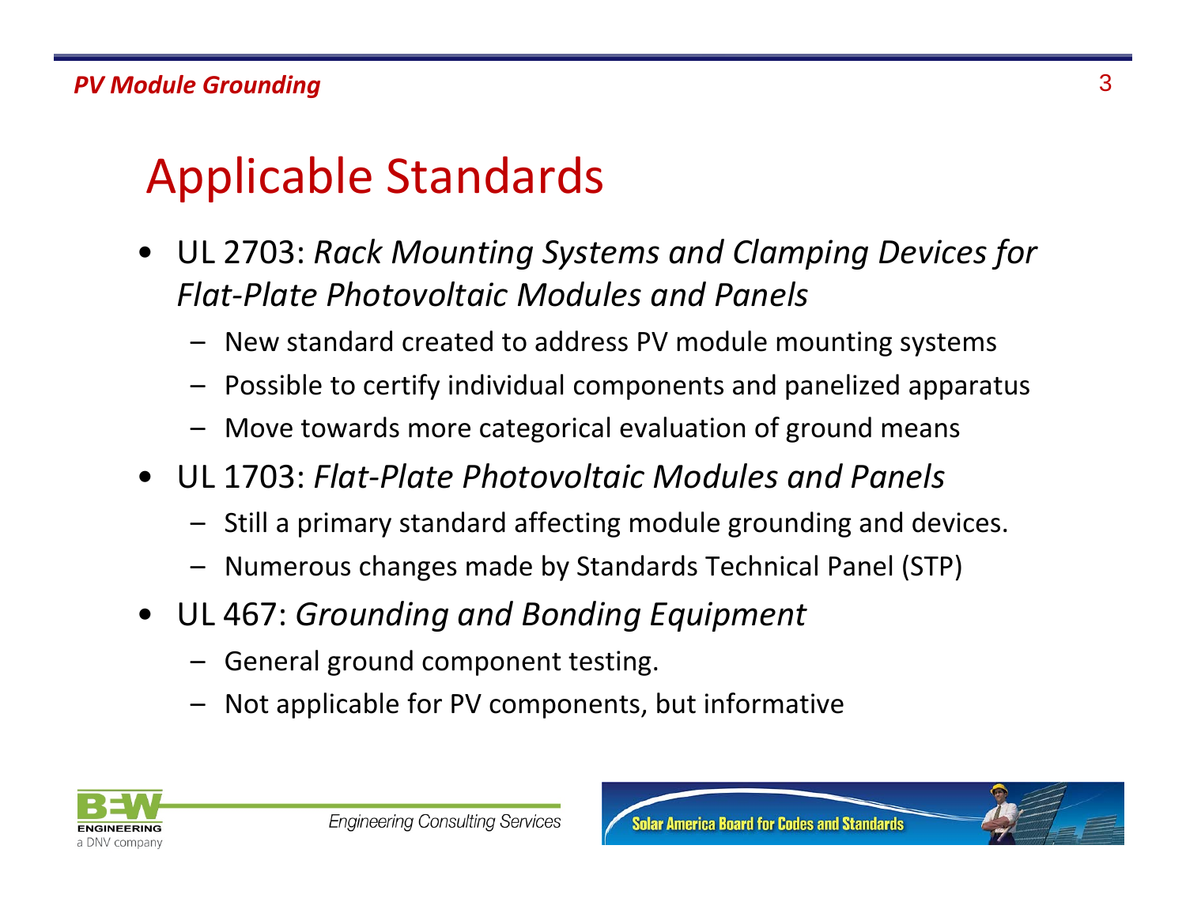# Applicable Standards

- UL 2703: *Rack Mounting Systems and Clamping Devices for Flat-Plate Photovoltaic Modules and Panels*
  - New standard created to address PV module mounting systems
  - Possible to certify individual components and panelized apparatus
  - Move towards more categorical evaluation of ground means
- UL 1703: *Flat-Plate Photovoltaic Modules and Panels*
  - Still a primary standard affecting module grounding and devices.
  - Numerous changes made by Standards Technical Panel (STP)
- UL 467: *Grounding and Bonding Equipment*
  - General ground component testing.
  - Not applicable for PV components, but informative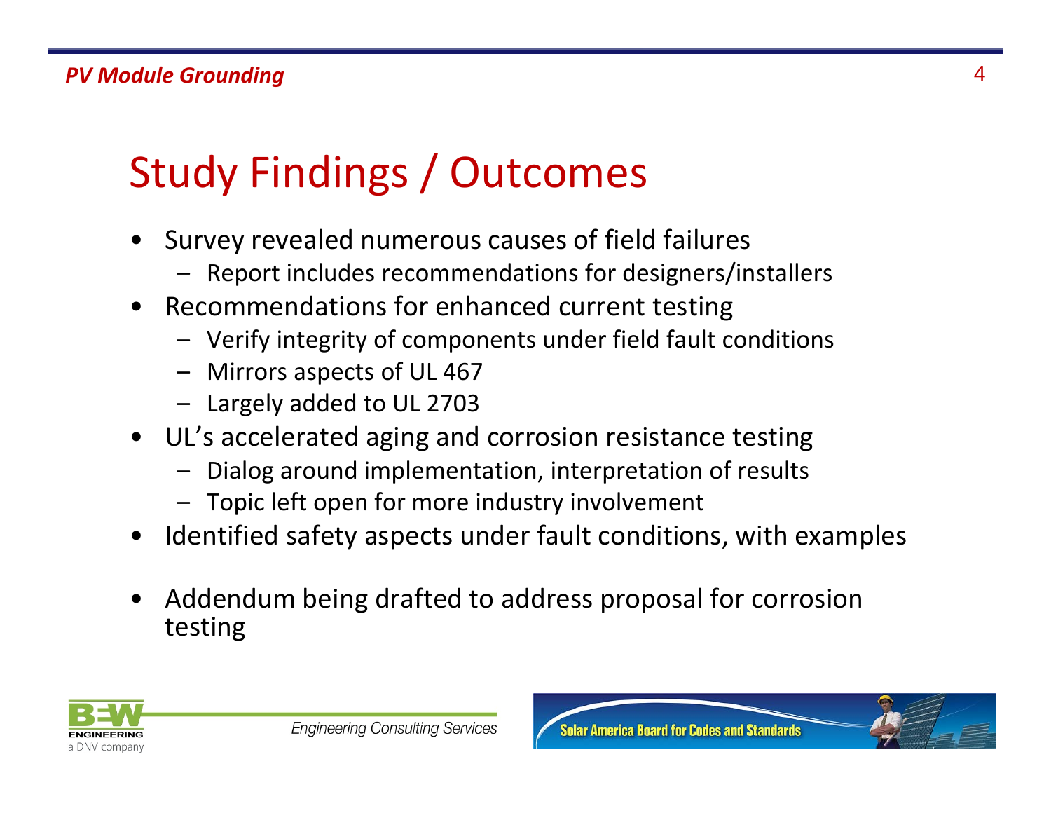# Study Findings / Outcomes

- Survey revealed numerous causes of field failures
  - Report includes recommendations for designers/installers
- Recommendations for enhanced current testing
  - Verify integrity of components under field fault conditions
  - Mirrors aspects of UL 467
  - Largely added to UL 2703
- UL's accelerated aging and corrosion resistance testing
  - Dialog around implementation, interpretation of results
  - Topic left open for more industry involvement
- Identified safety aspects under fault conditions, with examples
- Addendum being drafted to address proposal for corrosion testing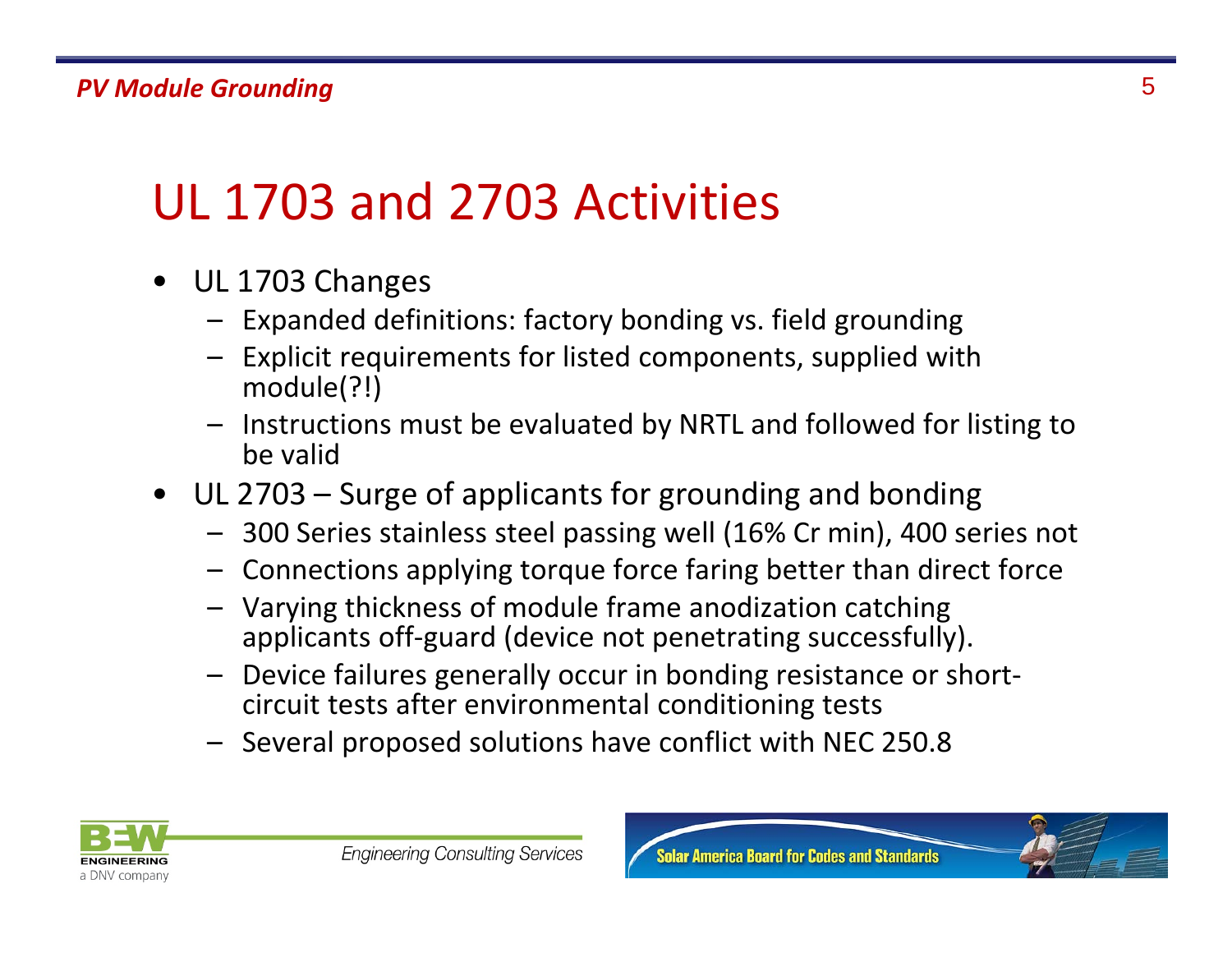# UL 1703 and 2703 Activities

- UL 1703 Changes
  - Expanded definitions: factory bonding vs. field grounding
  - Explicit requirements for listed components, supplied with module(?!)
  - Instructions must be evaluated by NRTL and followed for listing to be valid
- UL 2703 – Surge of applicants for grounding and bonding
  - 300 Series stainless steel passing well (16% Cr min), 400 series not
  - Connections applying torque force faring better than direct force
  - Varying thickness of module frame anodization catching applicants off-guard (device not penetrating successfully).
  - Device failures generally occur in bonding resistance or short-circuit tests after environmental conditioning tests
  - Several proposed solutions have conflict with NEC 250.8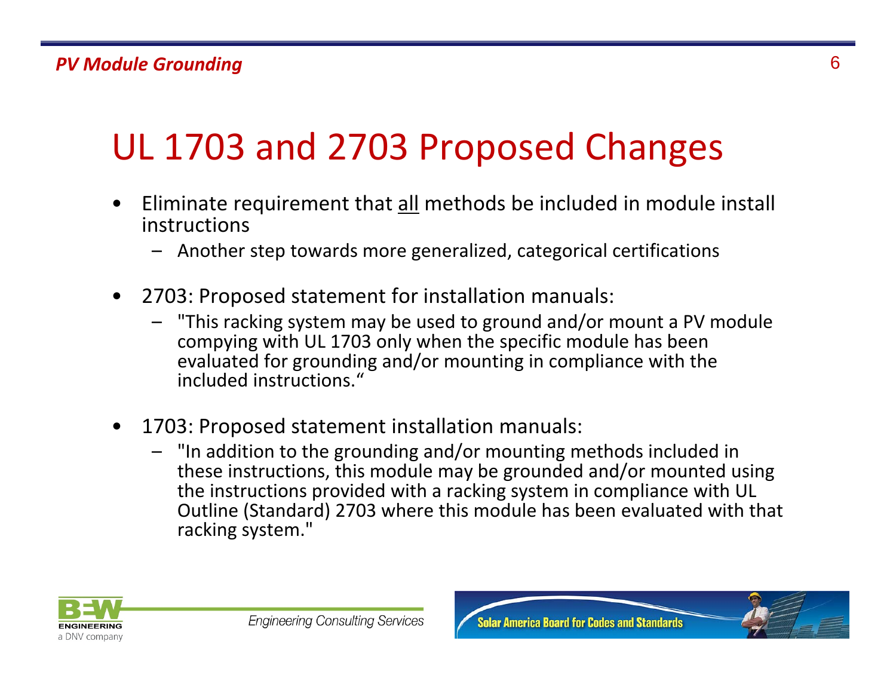# UL 1703 and 2703 Proposed Changes

- Eliminate requirement that <u>all</u> methods be included in module install instructions
  - Another step towards more generalized, categorical certifications
- 2703: Proposed statement for installation manuals:
  - "This racking system may be used to ground and/or mount a PV module compying with UL 1703 only when the specific module has been evaluated for grounding and/or mounting in compliance with the included instructions."
- 1703: Proposed statement installation manuals:
  - "In addition to the grounding and/or mounting methods included in these instructions, this module may be grounded and/or mounted using the instructions provided with a racking system in compliance with UL Outline (Standard) 2703 where this module has been evaluated with that racking system."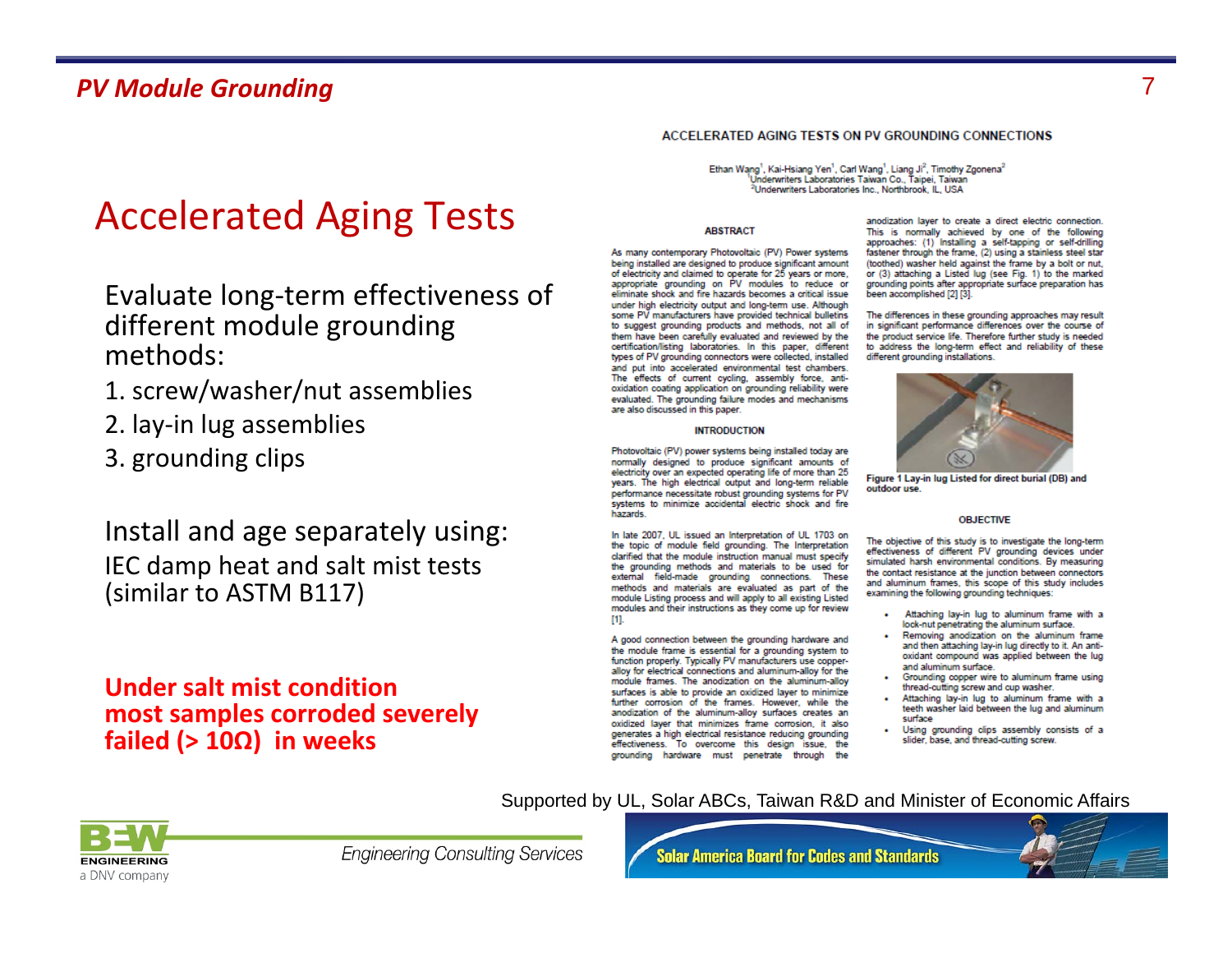## PV Module Grounding

# Accelerated Aging Tests

Evaluate long-term effectiveness of different module grounding methods:

1. screw/washer/nut assemblies
2. lay-in lug assemblies
3. grounding clips

Install and age separately using:
IEC damp heat and salt mist tests (similar to ASTM B117)

**Under salt mist condition most samples corroded severely failed (> 10Ω) in weeks**

### ACCELERATED AGING TESTS ON PV GROUNDING CONNECTIONS

Ethan Wang[1], Kai-Hsiang Yen[1], Carl Wang[1], Liang Ji[2], Timothy Zgonena[2]
[1]Underwriters Laboratories Taiwan Co., Taipei, Taiwan
[2]Underwriters Laboratories Inc., Northbrook, IL, USA

#### ABSTRACT

As many contemporary Photovoltaic (PV) Power systems being installed are designed to produce significant amount of electricity and claimed to operate for 25 years or more, appropriate grounding on PV modules to reduce or eliminate shock and fire hazards becomes a critical issue under high electricity output and long-term use. Although some PV manufacturers have provided technical bulletins to suggest grounding products and methods, not all of them have been carefully evaluated and reviewed by the certification/listing laboratories. In this paper, different types of PV grounding connectors were collected, installed and put into accelerated environmental test chambers. The effects of current cycling, assembly force, anti-oxidation coating application on grounding reliability were evaluated. The grounding failure modes and mechanisms are also discussed in this paper.

#### INTRODUCTION

Photovoltaic (PV) power systems being installed today are normally designed to produce significant amounts of electricity over an expected operating life of more than 25 years. The high electrical output and long-term reliable performance necessitate robust grounding systems for PV systems to minimize accidental electric shock and fire hazards.

In late 2007, UL issued an Interpretation of UL 1703 on the topic of module field grounding. The Interpretation clarified that the module instruction manual must specify the grounding methods and materials to be used for external field-made grounding connections. These methods and materials are evaluated as part of the module Listing process and will apply to all existing Listed modules and their instructions as they come up for review [1].

A good connection between the grounding hardware and the module frame is essential for a grounding system to function properly. Typically PV manufacturers use copper-alloy for electrical connections and aluminum-alloy for the module frames. The anodization on the aluminum-alloy surfaces is able to provide an oxidized layer to minimize further corrosion of the frames. However, while the anodization of the aluminum-alloy surfaces creates an oxidized layer that minimizes frame corrosion, it also generates a high electrical resistance reducing grounding effectiveness. To overcome this design issue, the grounding hardware must penetrate through the anodization layer to create a direct electric connection. This is normally achieved by one of the following approaches: (1) Installing a self-tapping or self-drilling fastener through the frame, (2) using a stainless steel star (toothed) washer held against the frame by a bolt or nut, or (3) attaching a Listed lug (see Fig. 1) to the marked grounding points after appropriate surface preparation has been accomplished [2] [3].

The differences in these grounding approaches may result in significant performance differences over the course of the product service life. Therefore further study is needed to address the long-term effect and reliability of these different grounding installations.

**Figure 1 Lay-in lug Listed for direct burial (DB) and outdoor use.**

#### OBJECTIVE

The objective of this study is to investigate the long-term effectiveness of different PV grounding devices under simulated harsh environmental conditions. By measuring the contact resistance at the junction between connectors and aluminum frames, this scope of this study includes examining the following grounding techniques:

- Attaching lay-in lug to aluminum frame with a lock-nut penetrating the aluminum surface.
- Removing anodization on the aluminum frame and then attaching lay-in lug directly to it. An anti-oxidant compound was applied between the lug and aluminum surface.
- Grounding copper wire to aluminum frame using thread-cutting screw and cup washer.
- Attaching lay-in lug to aluminum frame with a teeth washer laid between the lug and aluminum surface
- Using grounding clips assembly consists of a slider, base, and thread-cutting screw.

Supported by UL, Solar ABCs, Taiwan R&D and Minister of Economic Affairs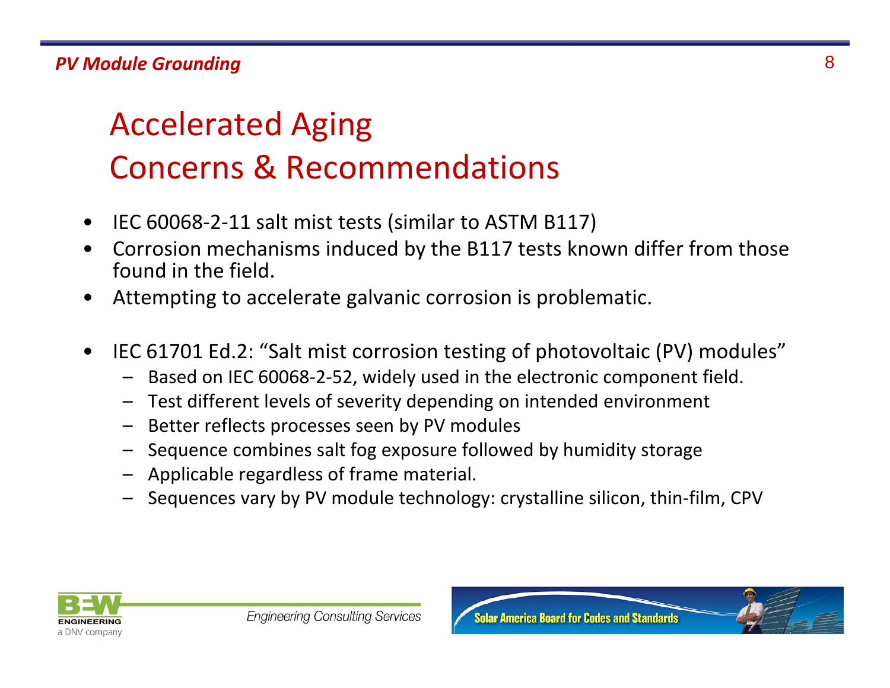# Accelerated Aging
# Concerns & Recommendations

- IEC 60068-2-11 salt mist tests (similar to ASTM B117)
- Corrosion mechanisms induced by the B117 tests known differ from those found in the field.
- Attempting to accelerate galvanic corrosion is problematic.

- IEC 61701 Ed.2: "Salt mist corrosion testing of photovoltaic (PV) modules"
  - Based on IEC 60068-2-52, widely used in the electronic component field.
  - Test different levels of severity depending on intended environment
  - Better reflects processes seen by PV modules
  - Sequence combines salt fog exposure followed by humidity storage
  - Applicable regardless of frame material.
  - Sequences vary by PV module technology: crystalline silicon, thin-film, CPV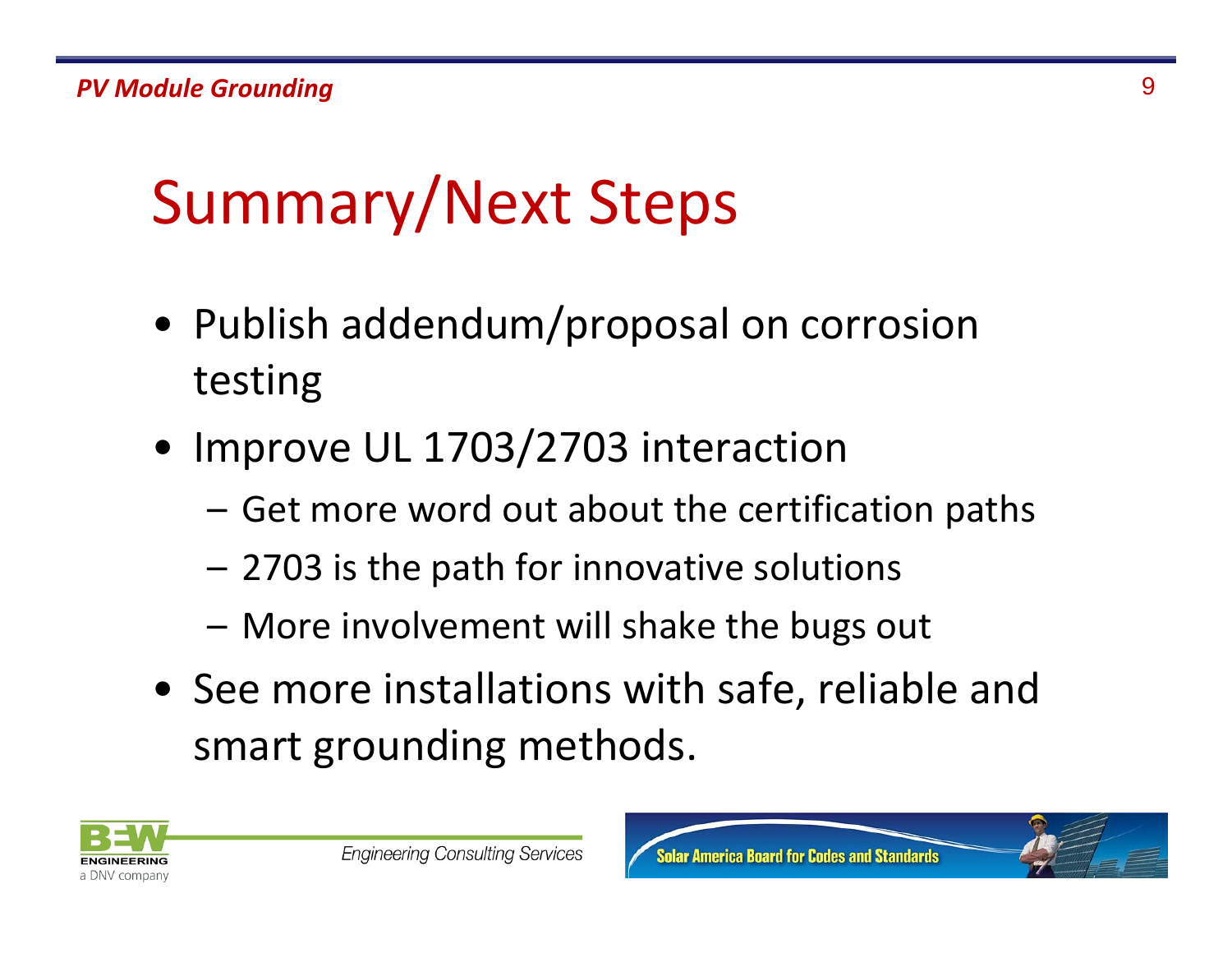# Summary/Next Steps

- Publish addendum/proposal on corrosion testing
- Improve UL 1703/2703 interaction
  - Get more word out about the certification paths
  - 2703 is the path for innovative solutions
  - More involvement will shake the bugs out
- See more installations with safe, reliable and smart grounding methods.